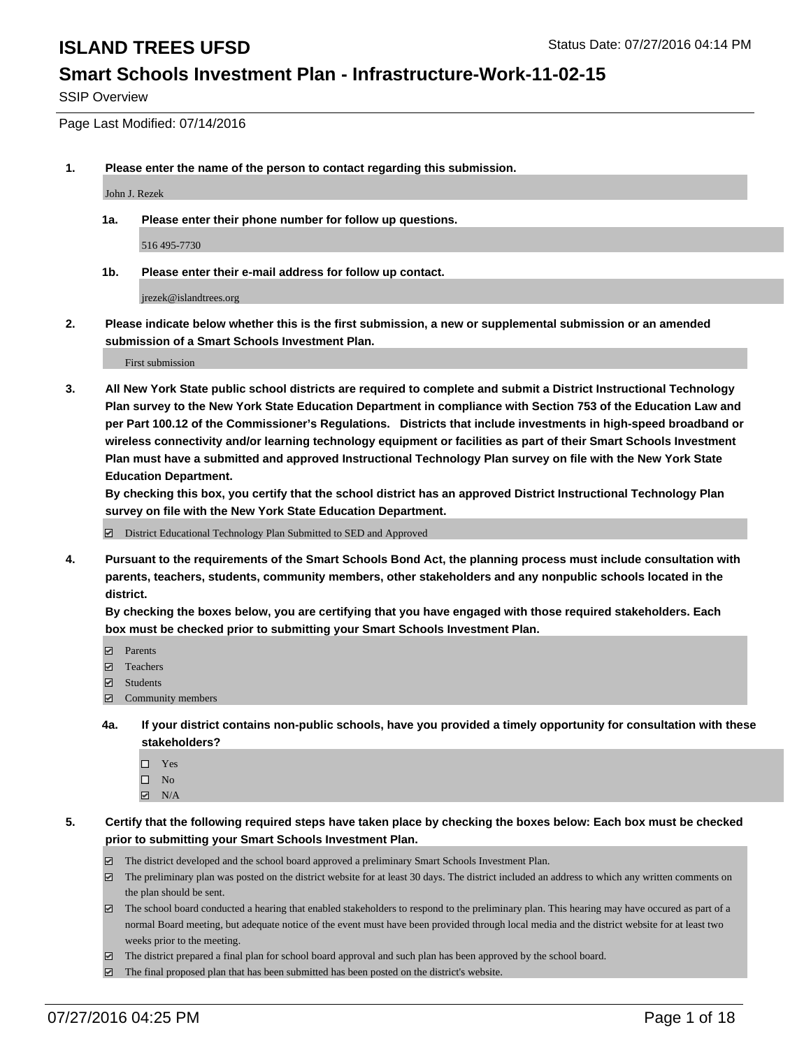# ISLAND TREES UFSD

Status Date: 07/27/2016 04:14 PM

## Smart Schools Investment Plan - Infrastructure-Work-11-02-15

SSIP Overview

Page Last Modified: 07/14/2016

**1. Please enter the name of the person to contact regarding this submission.**

John J. Rezek

**1a. Please enter their phone number for follow up questions.**

516 495-7730

**1b. Please enter their e-mail address for follow up contact.**

jrezek@islandtrees.org

**2. Please indicate below whether this is the first submission, a new or supplemental submission or an amended submission of a Smart Schools Investment Plan.**

First submission

**3. All New York State public school districts are required to complete and submit a District Instructional Technology Plan survey to the New York State Education Department in compliance with Section 753 of the Education Law and per Part 100.12 of the Commissioner's Regulations. Districts that include investments in high-speed broadband or wireless connectivity and/or learning technology equipment or facilities as part of their Smart Schools Investment Plan must have a submitted and approved Instructional Technology Plan survey on file with the New York State Education Department.**
**By checking this box, you certify that the school district has an approved District Instructional Technology Plan survey on file with the New York State Education Department.**

☑ District Educational Technology Plan Submitted to SED and Approved

**4. Pursuant to the requirements of the Smart Schools Bond Act, the planning process must include consultation with parents, teachers, students, community members, other stakeholders and any nonpublic schools located in the district.**
**By checking the boxes below, you are certifying that you have engaged with those required stakeholders. Each box must be checked prior to submitting your Smart Schools Investment Plan.**

☑ Parents
☑ Teachers
☑ Students
☑ Community members

**4a. If your district contains non-public schools, have you provided a timely opportunity for consultation with these stakeholders?**

☐ Yes
☐ No
☑ N/A

**5. Certify that the following required steps have taken place by checking the boxes below: Each box must be checked prior to submitting your Smart Schools Investment Plan.**

☑ The district developed and the school board approved a preliminary Smart Schools Investment Plan.
☑ The preliminary plan was posted on the district website for at least 30 days. The district included an address to which any written comments on the plan should be sent.
☑ The school board conducted a hearing that enabled stakeholders to respond to the preliminary plan. This hearing may have occured as part of a normal Board meeting, but adequate notice of the event must have been provided through local media and the district website for at least two weeks prior to the meeting.
☑ The district prepared a final plan for school board approval and such plan has been approved by the school board.
☑ The final proposed plan that has been submitted has been posted on the district's website.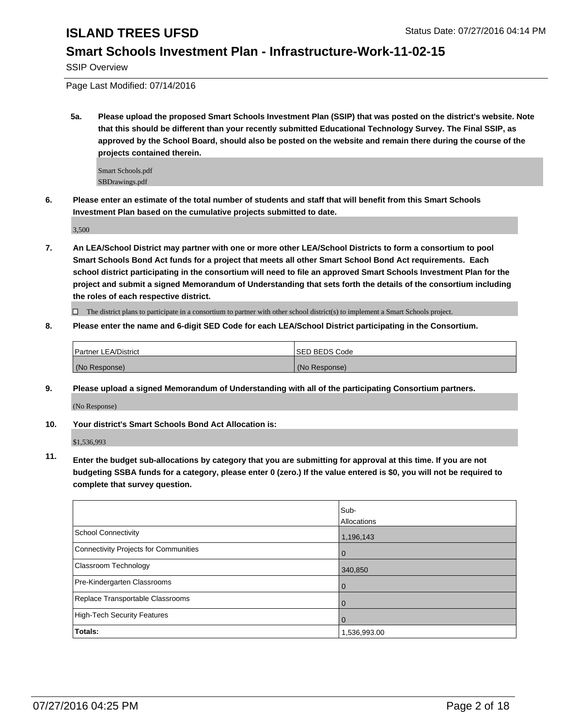SSIP Overview

Page Last Modified: 07/14/2016

**5a. Please upload the proposed Smart Schools Investment Plan (SSIP) that was posted on the district's website. Note that this should be different than your recently submitted Educational Technology Survey. The Final SSIP, as approved by the School Board, should also be posted on the website and remain there during the course of the projects contained therein.**

Smart Schools.pdf
SBDrawings.pdf

**6. Please enter an estimate of the total number of students and staff that will benefit from this Smart Schools Investment Plan based on the cumulative projects submitted to date.**

3,500

**7. An LEA/School District may partner with one or more other LEA/School Districts to form a consortium to pool Smart Schools Bond Act funds for a project that meets all other Smart School Bond Act requirements. Each school district participating in the consortium will need to file an approved Smart Schools Investment Plan for the project and submit a signed Memorandum of Understanding that sets forth the details of the consortium including the roles of each respective district.**

☐ The district plans to participate in a consortium to partner with other school district(s) to implement a Smart Schools project.

**8. Please enter the name and 6-digit SED Code for each LEA/School District participating in the Consortium.**

| Partner LEA/District | SED BEDS Code |
| --- | --- |
| (No Response) | (No Response) |

**9. Please upload a signed Memorandum of Understanding with all of the participating Consortium partners.**

(No Response)

**10. Your district's Smart Schools Bond Act Allocation is:**

$1,536,993

**11. Enter the budget sub-allocations by category that you are submitting for approval at this time. If you are not budgeting SSBA funds for a category, please enter 0 (zero.) If the value entered is $0, you will not be required to complete that survey question.**

| | Sub-Allocations |
| --- | --- |
| School Connectivity | 1,196,143 |
| Connectivity Projects for Communities | 0 |
| Classroom Technology | 340,850 |
| Pre-Kindergarten Classrooms | 0 |
| Replace Transportable Classrooms | 0 |
| High-Tech Security Features | 0 |
| **Totals:** | 1,536,993.00 |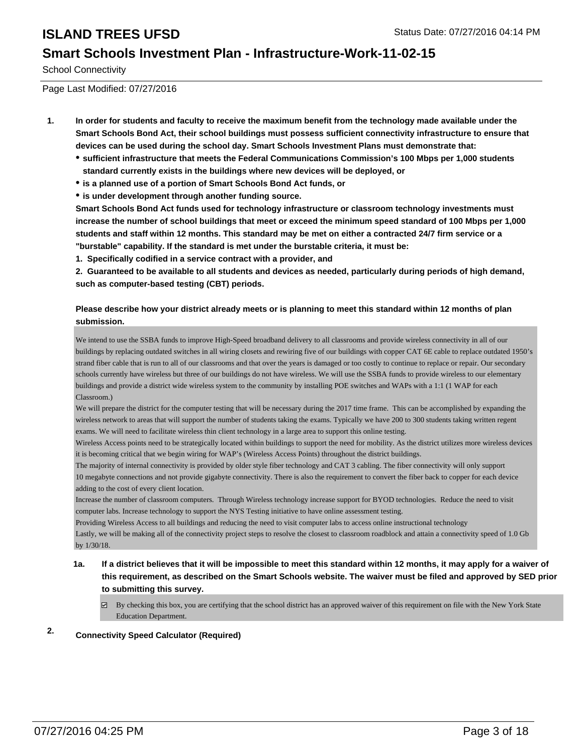**School Connectivity**

1. **In order for students and faculty to receive the maximum benefit from the technology made available under the Smart Schools Bond Act, their school buildings must possess sufficient connectivity infrastructure to ensure that devices can be used during the school day. Smart Schools Investment Plans must demonstrate that:**
   - **sufficient infrastructure that meets the Federal Communications Commission's 100 Mbps per 1,000 students standard currently exists in the buildings where new devices will be deployed, or**
   - **is a planned use of a portion of Smart Schools Bond Act funds, or**
   - **is under development through another funding source.**

   **Smart Schools Bond Act funds used for technology infrastructure or classroom technology investments must increase the number of school buildings that meet or exceed the minimum speed standard of 100 Mbps per 1,000 students and staff within 12 months. This standard may be met on either a contracted 24/7 firm service or a "burstable" capability. If the standard is met under the burstable criteria, it must be:**

   **1. Specifically codified in a service contract with a provider, and**

   **2. Guaranteed to be available to all students and devices as needed, particularly during periods of high demand, such as computer-based testing (CBT) periods.**

   **Please describe how your district already meets or is planning to meet this standard within 12 months of plan submission.**

   We intend to use the SSBA funds to improve High-Speed broadband delivery to all classrooms and provide wireless connectivity in all of our buildings by replacing outdated switches in all wiring closets and rewiring five of our buildings with copper CAT 6E cable to replace outdated 1950's strand fiber cable that is run to all of our classrooms and that over the years is damaged or too costly to continue to replace or repair. Our secondary schools currently have wireless but three of our buildings do not have wireless. We will use the SSBA funds to provide wireless to our elementary buildings and provide a district wide wireless system to the community by installing POE switches and WAPs with a 1:1 (1 WAP for each Classroom.)
   We will prepare the district for the computer testing that will be necessary during the 2017 time frame. This can be accomplished by expanding the wireless network to areas that will support the number of students taking the exams. Typically we have 200 to 300 students taking written regent exams. We will need to facilitate wireless thin client technology in a large area to support this online testing.
   Wireless Access points need to be strategically located within buildings to support the need for mobility. As the district utilizes more wireless devices it is becoming critical that we begin wiring for WAP's (Wireless Access Points) throughout the district buildings.
   The majority of internal connectivity is provided by older style fiber technology and CAT 3 cabling. The fiber connectivity will only support 10 megabyte connections and not provide gigabyte connectivity. There is also the requirement to convert the fiber back to copper for each device adding to the cost of every client location.
   Increase the number of classroom computers. Through Wireless technology increase support for BYOD technologies. Reduce the need to visit computer labs. Increase technology to support the NYS Testing initiative to have online assessment testing.
   Providing Wireless Access to all buildings and reducing the need to visit computer labs to access online instructional technology
   Lastly, we will be making all of the connectivity project steps to resolve the closest to classroom roadblock and attain a connectivity speed of 1.0 Gb by 1/30/18.

   1a. **If a district believes that it will be impossible to meet this standard within 12 months, it may apply for a waiver of this requirement, as described on the Smart Schools website. The waiver must be filed and approved by SED prior to submitting this survey.**

   - [x] By checking this box, you are certifying that the school district has an approved waiver of this requirement on file with the New York State Education Department.

2. **Connectivity Speed Calculator (Required)**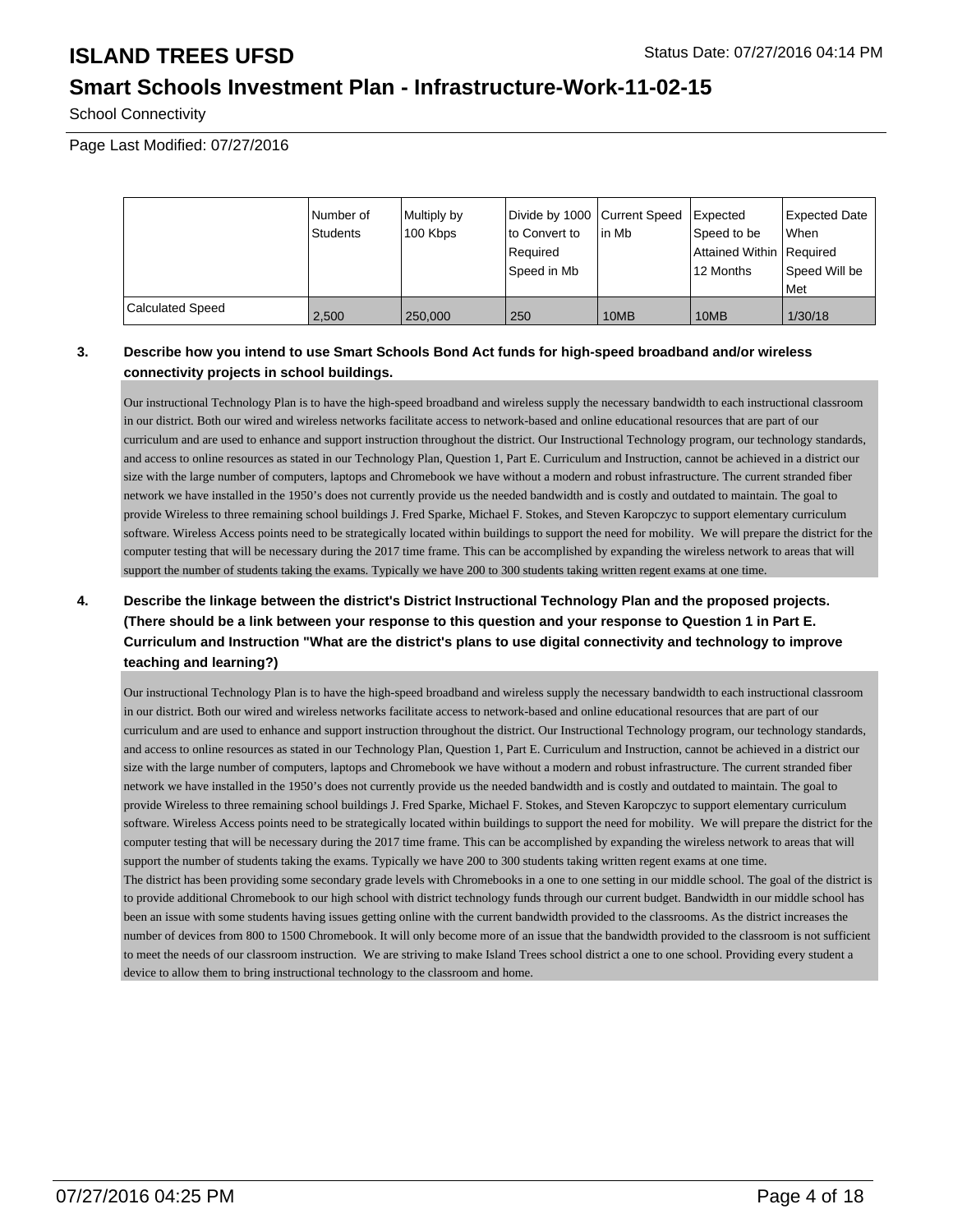|  | Number of Students | Multiply by 100 Kbps | Divide by 1000 to Convert to Required Speed in Mb | Current Speed in Mb | Expected Speed to be Attained Within 12 Months | Expected Date When Required Speed Will be Met |
|---|---|---|---|---|---|---|
| Calculated Speed | 2,500 | 250,000 | 250 | 10MB | 10MB | 1/30/18 |

**3. Describe how you intend to use Smart Schools Bond Act funds for high-speed broadband and/or wireless connectivity projects in school buildings.**

Our instructional Technology Plan is to have the high-speed broadband and wireless supply the necessary bandwidth to each instructional classroom in our district. Both our wired and wireless networks facilitate access to network-based and online educational resources that are part of our curriculum and are used to enhance and support instruction throughout the district. Our Instructional Technology program, our technology standards, and access to online resources as stated in our Technology Plan, Question 1, Part E. Curriculum and Instruction, cannot be achieved in a district our size with the large number of computers, laptops and Chromebook we have without a modern and robust infrastructure. The current stranded fiber network we have installed in the 1950's does not currently provide us the needed bandwidth and is costly and outdated to maintain. The goal to provide Wireless to three remaining school buildings J. Fred Sparke, Michael F. Stokes, and Steven Karopczyc to support elementary curriculum software. Wireless Access points need to be strategically located within buildings to support the need for mobility. We will prepare the district for the computer testing that will be necessary during the 2017 time frame. This can be accomplished by expanding the wireless network to areas that will support the number of students taking the exams. Typically we have 200 to 300 students taking written regent exams at one time.

**4. Describe the linkage between the district's District Instructional Technology Plan and the proposed projects. (There should be a link between your response to this question and your response to Question 1 in Part E. Curriculum and Instruction "What are the district's plans to use digital connectivity and technology to improve teaching and learning?)**

Our instructional Technology Plan is to have the high-speed broadband and wireless supply the necessary bandwidth to each instructional classroom in our district. Both our wired and wireless networks facilitate access to network-based and online educational resources that are part of our curriculum and are used to enhance and support instruction throughout the district. Our Instructional Technology program, our technology standards, and access to online resources as stated in our Technology Plan, Question 1, Part E. Curriculum and Instruction, cannot be achieved in a district our size with the large number of computers, laptops and Chromebook we have without a modern and robust infrastructure. The current stranded fiber network we have installed in the 1950's does not currently provide us the needed bandwidth and is costly and outdated to maintain. The goal to provide Wireless to three remaining school buildings J. Fred Sparke, Michael F. Stokes, and Steven Karopczyc to support elementary curriculum software. Wireless Access points need to be strategically located within buildings to support the need for mobility. We will prepare the district for the computer testing that will be necessary during the 2017 time frame. This can be accomplished by expanding the wireless network to areas that will support the number of students taking the exams. Typically we have 200 to 300 students taking written regent exams at one time.
The district has been providing some secondary grade levels with Chromebooks in a one to one setting in our middle school. The goal of the district is to provide additional Chromebook to our high school with district technology funds through our current budget. Bandwidth in our middle school has been an issue with some students having issues getting online with the current bandwidth provided to the classrooms. As the district increases the number of devices from 800 to 1500 Chromebook. It will only become more of an issue that the bandwidth provided to the classroom is not sufficient to meet the needs of our classroom instruction. We are striving to make Island Trees school district a one to one school. Providing every student a device to allow them to bring instructional technology to the classroom and home.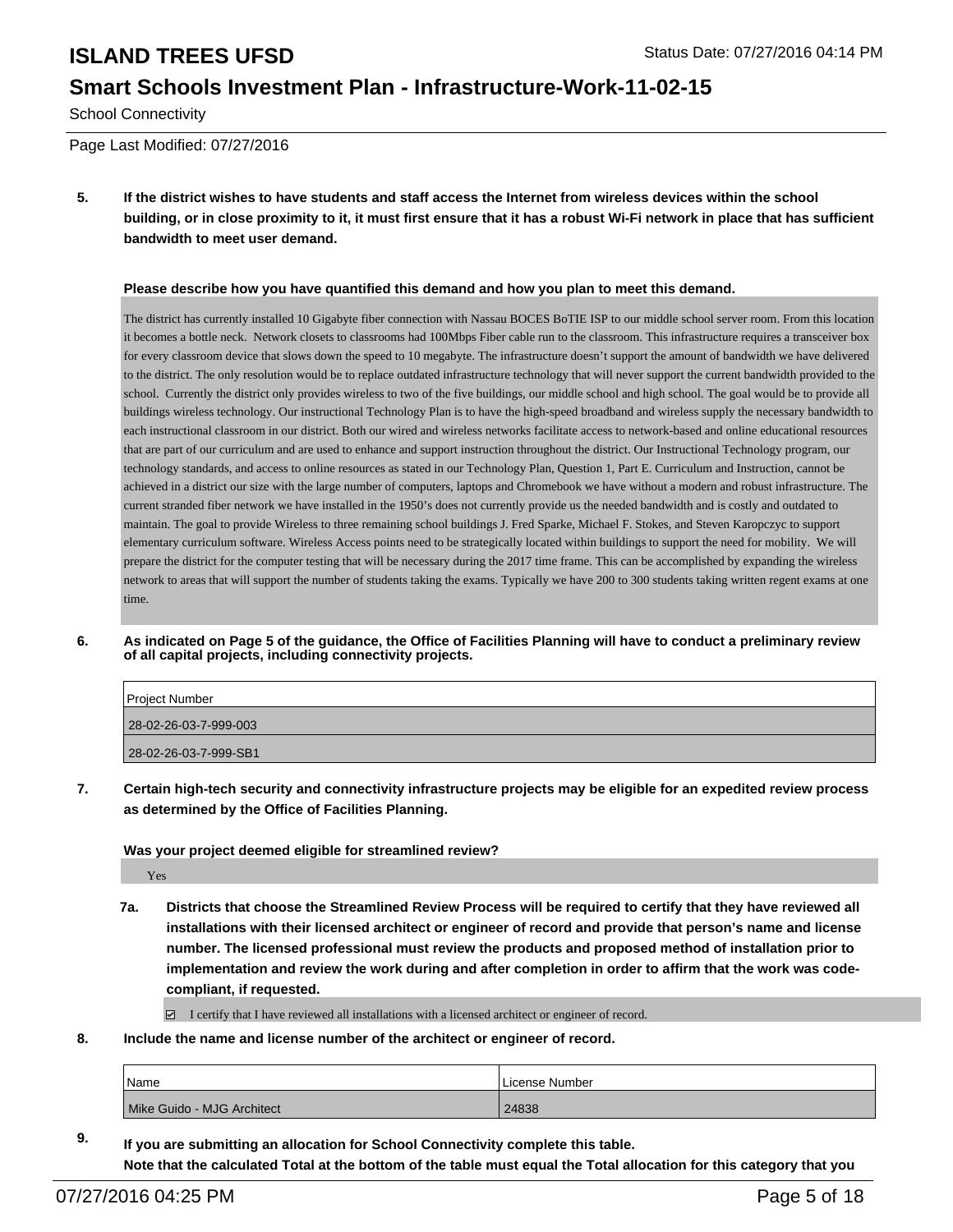School Connectivity

Page Last Modified: 07/27/2016

**5. If the district wishes to have students and staff access the Internet from wireless devices within the school building, or in close proximity to it, it must first ensure that it has a robust Wi-Fi network in place that has sufficient bandwidth to meet user demand.**

**Please describe how you have quantified this demand and how you plan to meet this demand.**

The district has currently installed 10 Gigabyte fiber connection with Nassau BOCES BoTIE ISP to our middle school server room. From this location it becomes a bottle neck. Network closets to classrooms had 100Mbps Fiber cable run to the classroom. This infrastructure requires a transceiver box for every classroom device that slows down the speed to 10 megabyte. The infrastructure doesn't support the amount of bandwidth we have delivered to the district. The only resolution would be to replace outdated infrastructure technology that will never support the current bandwidth provided to the school. Currently the district only provides wireless to two of the five buildings, our middle school and high school. The goal would be to provide all buildings wireless technology. Our instructional Technology Plan is to have the high-speed broadband and wireless supply the necessary bandwidth to each instructional classroom in our district. Both our wired and wireless networks facilitate access to network-based and online educational resources that are part of our curriculum and are used to enhance and support instruction throughout the district. Our Instructional Technology program, our technology standards, and access to online resources as stated in our Technology Plan, Question 1, Part E. Curriculum and Instruction, cannot be achieved in a district our size with the large number of computers, laptops and Chromebook we have without a modern and robust infrastructure. The current stranded fiber network we have installed in the 1950's does not currently provide us the needed bandwidth and is costly and outdated to maintain. The goal to provide Wireless to three remaining school buildings J. Fred Sparke, Michael F. Stokes, and Steven Karopczyc to support elementary curriculum software. Wireless Access points need to be strategically located within buildings to support the need for mobility. We will prepare the district for the computer testing that will be necessary during the 2017 time frame. This can be accomplished by expanding the wireless network to areas that will support the number of students taking the exams. Typically we have 200 to 300 students taking written regent exams at one time.

**6. As indicated on Page 5 of the guidance, the Office of Facilities Planning will have to conduct a preliminary review of all capital projects, including connectivity projects.**

| Project Number |
| --- |
| 28-02-26-03-7-999-003 |
| 28-02-26-03-7-999-SB1 |

**7. Certain high-tech security and connectivity infrastructure projects may be eligible for an expedited review process as determined by the Office of Facilities Planning.**

**Was your project deemed eligible for streamlined review?**

Yes

**7a. Districts that choose the Streamlined Review Process will be required to certify that they have reviewed all installations with their licensed architect or engineer of record and provide that person's name and license number. The licensed professional must review the products and proposed method of installation prior to implementation and review the work during and after completion in order to affirm that the work was code-compliant, if requested.**

☑ I certify that I have reviewed all installations with a licensed architect or engineer of record.

**8. Include the name and license number of the architect or engineer of record.**

| Name | License Number |
| --- | --- |
| Mike Guido - MJG Architect | 24838 |

**9. If you are submitting an allocation for School Connectivity complete this table.**
**Note that the calculated Total at the bottom of the table must equal the Total allocation for this category that you**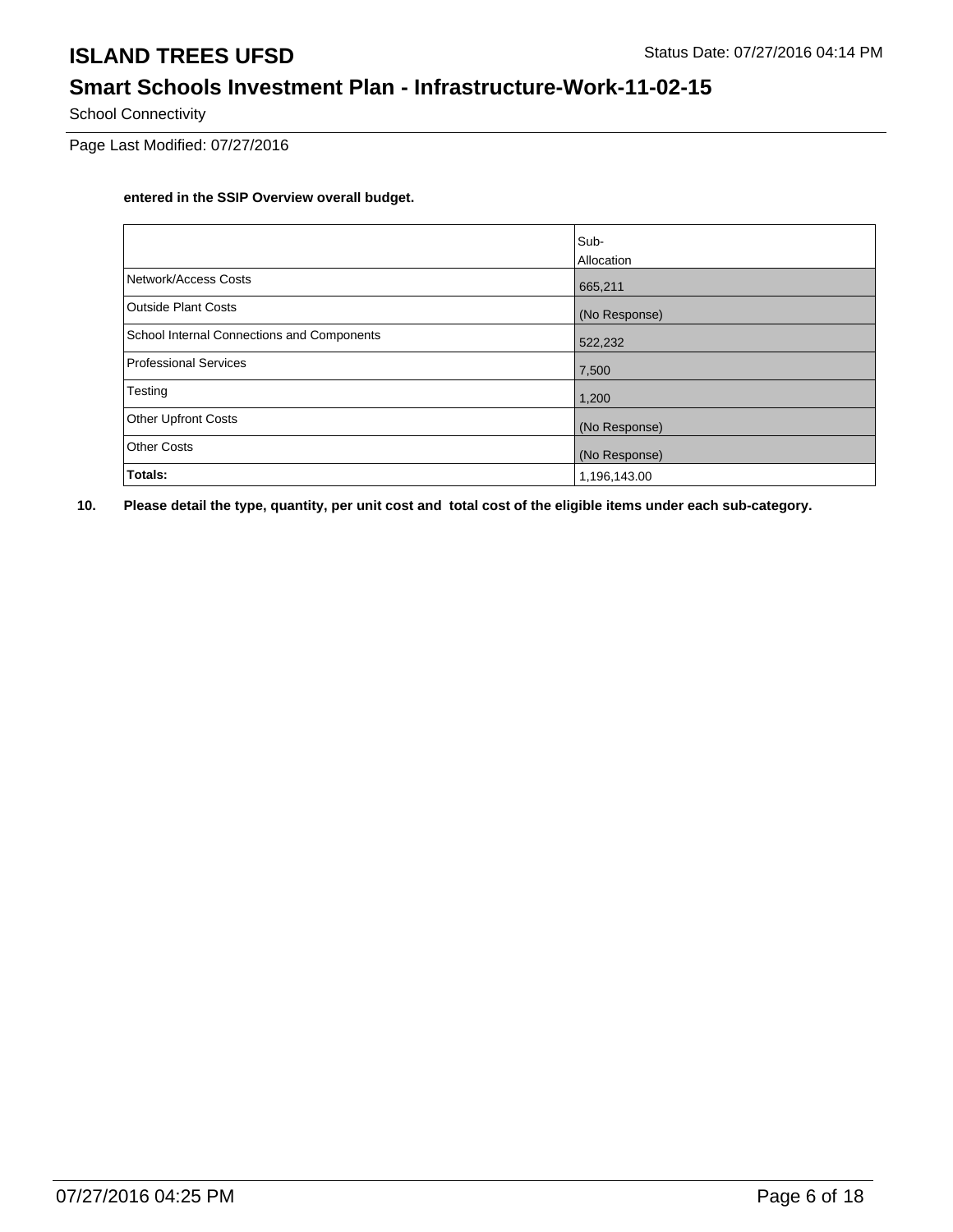**entered in the SSIP Overview overall budget.**

| | Sub-Allocation |
|---|---|
| Network/Access Costs | 665,211 |
| Outside Plant Costs | (No Response) |
| School Internal Connections and Components | 522,232 |
| Professional Services | 7,500 |
| Testing | 1,200 |
| Other Upfront Costs | (No Response) |
| Other Costs | (No Response) |
| **Totals:** | 1,196,143.00 |

**10. Please detail the type, quantity, per unit cost and total cost of the eligible items under each sub-category.**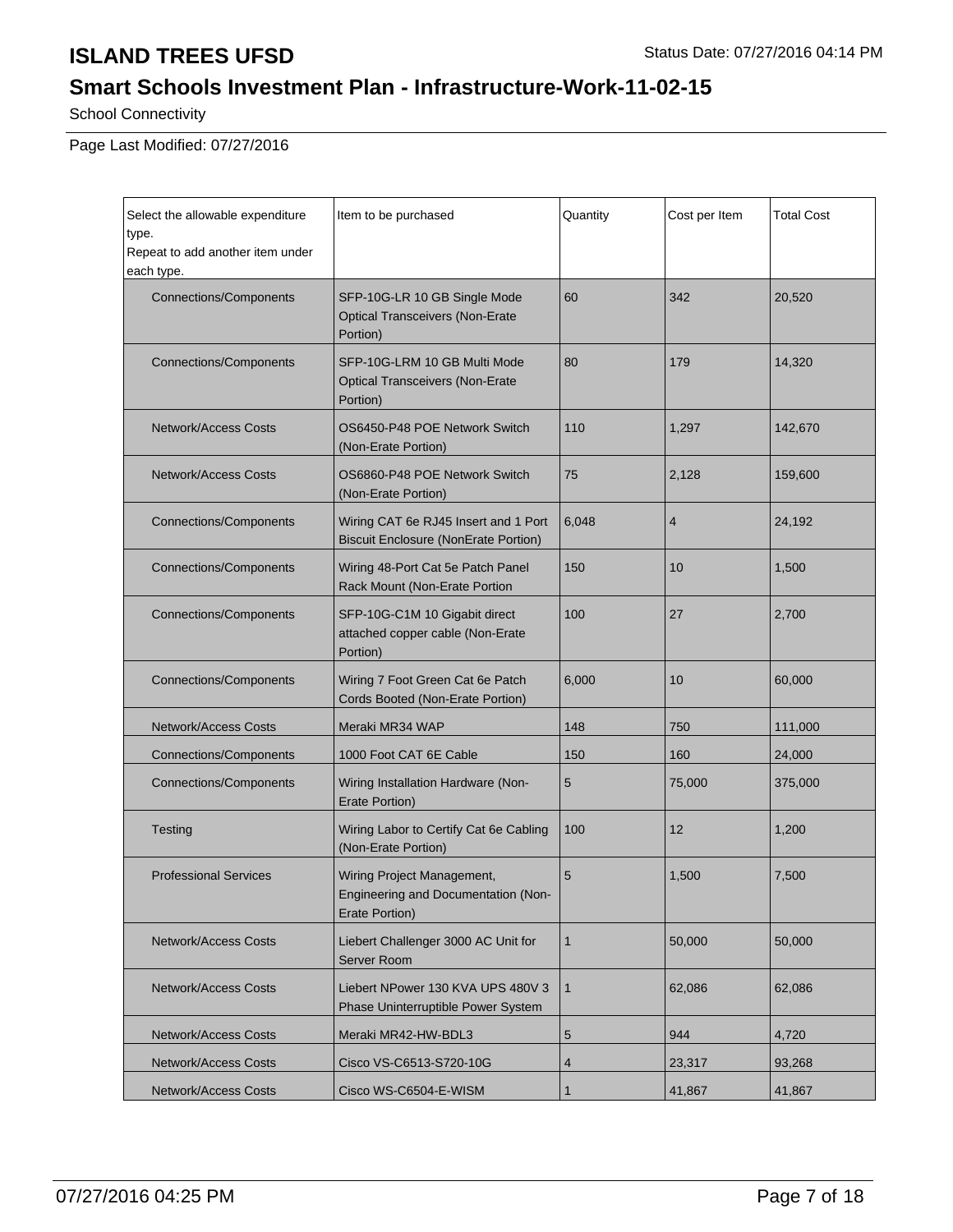**ISLAND TREES UFSD** Status Date: 07/27/2016 04:14 PM

## Smart Schools Investment Plan - Infrastructure-Work-11-02-15

School Connectivity

Page Last Modified: 07/27/2016

| Select the allowable expenditure type. Repeat to add another item under each type. | Item to be purchased | Quantity | Cost per Item | Total Cost |
|---|---|---|---|---|
| Connections/Components | SFP-10G-LR 10 GB Single Mode Optical Transceivers (Non-Erate Portion) | 60 | 342 | 20,520 |
| Connections/Components | SFP-10G-LRM 10 GB Multi Mode Optical Transceivers (Non-Erate Portion) | 80 | 179 | 14,320 |
| Network/Access Costs | OS6450-P48 POE Network Switch (Non-Erate Portion) | 110 | 1,297 | 142,670 |
| Network/Access Costs | OS6860-P48 POE Network Switch (Non-Erate Portion) | 75 | 2,128 | 159,600 |
| Connections/Components | Wiring CAT 6e RJ45 Insert and 1 Port Biscuit Enclosure (NonErate Portion) | 6,048 | 4 | 24,192 |
| Connections/Components | Wiring 48-Port Cat 5e Patch Panel Rack Mount (Non-Erate Portion | 150 | 10 | 1,500 |
| Connections/Components | SFP-10G-C1M 10 Gigabit direct attached copper cable (Non-Erate Portion) | 100 | 27 | 2,700 |
| Connections/Components | Wiring 7 Foot Green Cat 6e Patch Cords Booted (Non-Erate Portion) | 6,000 | 10 | 60,000 |
| Network/Access Costs | Meraki MR34 WAP | 148 | 750 | 111,000 |
| Connections/Components | 1000 Foot CAT 6E Cable | 150 | 160 | 24,000 |
| Connections/Components | Wiring Installation Hardware (Non-Erate Portion) | 5 | 75,000 | 375,000 |
| Testing | Wiring Labor to Certify Cat 6e Cabling (Non-Erate Portion) | 100 | 12 | 1,200 |
| Professional Services | Wiring Project Management, Engineering and Documentation (Non-Erate Portion) | 5 | 1,500 | 7,500 |
| Network/Access Costs | Liebert Challenger 3000 AC Unit for Server Room | 1 | 50,000 | 50,000 |
| Network/Access Costs | Liebert NPower 130 KVA UPS 480V 3 Phase Uninterruptible Power System | 1 | 62,086 | 62,086 |
| Network/Access Costs | Meraki MR42-HW-BDL3 | 5 | 944 | 4,720 |
| Network/Access Costs | Cisco VS-C6513-S720-10G | 4 | 23,317 | 93,268 |
| Network/Access Costs | Cisco WS-C6504-E-WISM | 1 | 41,867 | 41,867 |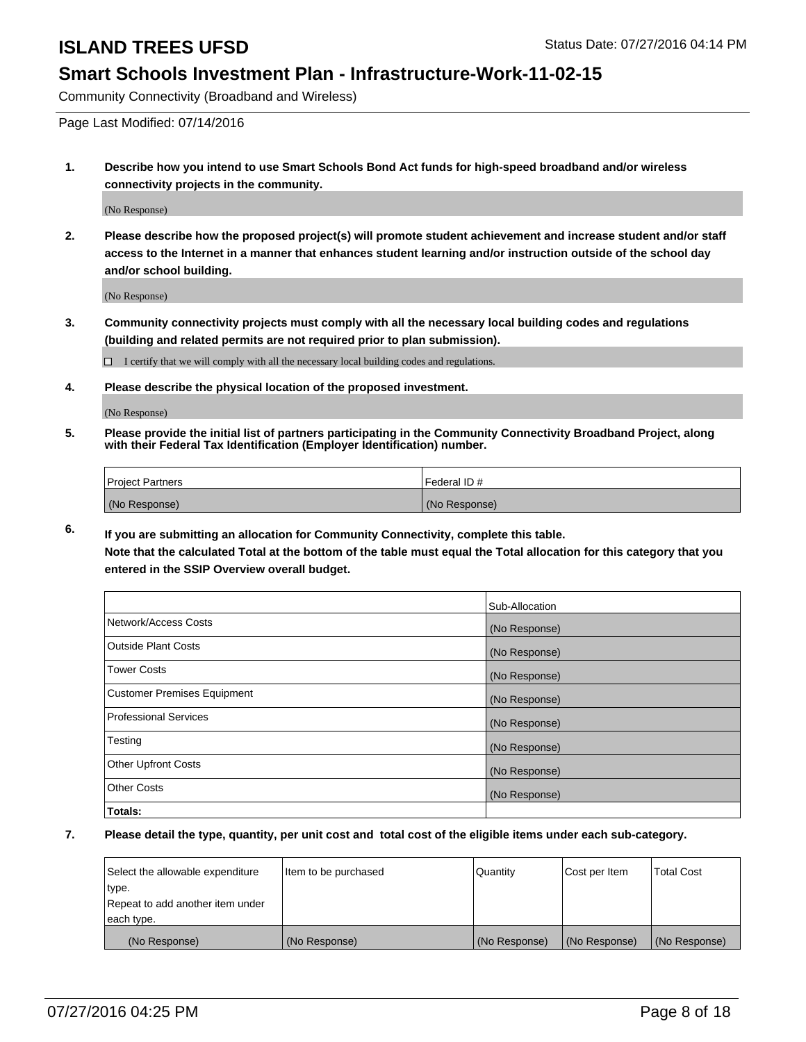# ISLAND TREES UFSD

Status Date: 07/27/2016 04:14 PM

## Smart Schools Investment Plan - Infrastructure-Work-11-02-15

Community Connectivity (Broadband and Wireless)

Page Last Modified: 07/14/2016

**1. Describe how you intend to use Smart Schools Bond Act funds for high-speed broadband and/or wireless connectivity projects in the community.**

(No Response)

**2. Please describe how the proposed project(s) will promote student achievement and increase student and/or staff access to the Internet in a manner that enhances student learning and/or instruction outside of the school day and/or school building.**

(No Response)

**3. Community connectivity projects must comply with all the necessary local building codes and regulations (building and related permits are not required prior to plan submission).**

☐ I certify that we will comply with all the necessary local building codes and regulations.

**4. Please describe the physical location of the proposed investment.**

(No Response)

**5. Please provide the initial list of partners participating in the Community Connectivity Broadband Project, along with their Federal Tax Identification (Employer Identification) number.**

| Project Partners | Federal ID # |
|---|---|
| (No Response) | (No Response) |

**6. If you are submitting an allocation for Community Connectivity, complete this table. Note that the calculated Total at the bottom of the table must equal the Total allocation for this category that you entered in the SSIP Overview overall budget.**

| | Sub-Allocation |
|---|---|
| Network/Access Costs | (No Response) |
| Outside Plant Costs | (No Response) |
| Tower Costs | (No Response) |
| Customer Premises Equipment | (No Response) |
| Professional Services | (No Response) |
| Testing | (No Response) |
| Other Upfront Costs | (No Response) |
| Other Costs | (No Response) |
| **Totals:** | |

**7. Please detail the type, quantity, per unit cost and total cost of the eligible items under each sub-category.**

| Select the allowable expenditure type. Repeat to add another item under each type. | Item to be purchased | Quantity | Cost per Item | Total Cost |
|---|---|---|---|---|
| (No Response) | (No Response) | (No Response) | (No Response) | (No Response) |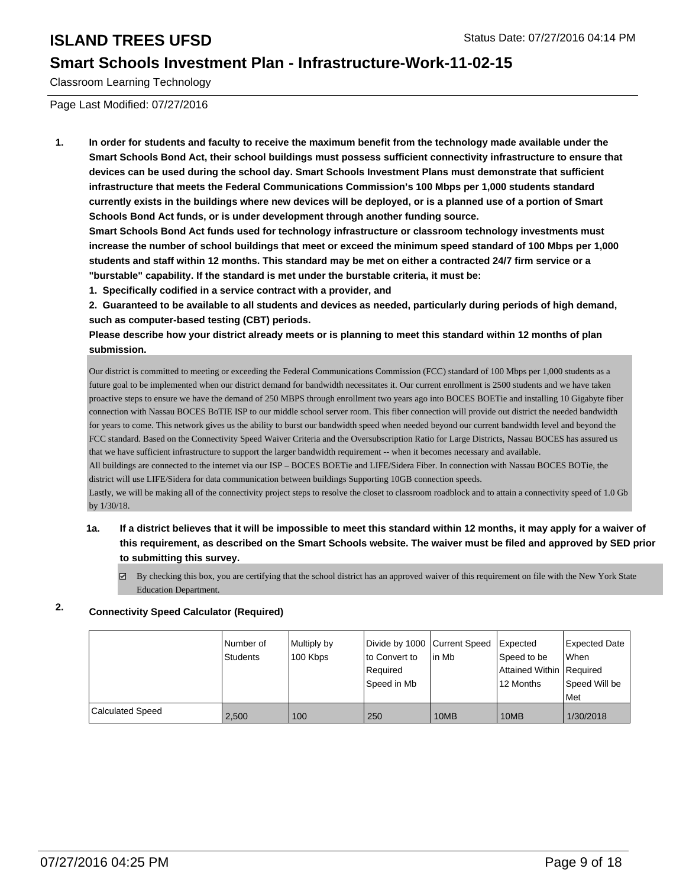# ISLAND TREES UFSD

Status Date: 07/27/2016 04:14 PM

## Smart Schools Investment Plan - Infrastructure-Work-11-02-15

Classroom Learning Technology

Page Last Modified: 07/27/2016

**1. In order for students and faculty to receive the maximum benefit from the technology made available under the Smart Schools Bond Act, their school buildings must possess sufficient connectivity infrastructure to ensure that devices can be used during the school day. Smart Schools Investment Plans must demonstrate that sufficient infrastructure that meets the Federal Communications Commission's 100 Mbps per 1,000 students standard currently exists in the buildings where new devices will be deployed, or is a planned use of a portion of Smart Schools Bond Act funds, or is under development through another funding source.**

**Smart Schools Bond Act funds used for technology infrastructure or classroom technology investments must increase the number of school buildings that meet or exceed the minimum speed standard of 100 Mbps per 1,000 students and staff within 12 months. This standard may be met on either a contracted 24/7 firm service or a "burstable" capability. If the standard is met under the burstable criteria, it must be:**

**1. Specifically codified in a service contract with a provider, and**

**2. Guaranteed to be available to all students and devices as needed, particularly during periods of high demand, such as computer-based testing (CBT) periods.**

**Please describe how your district already meets or is planning to meet this standard within 12 months of plan submission.**

Our district is committed to meeting or exceeding the Federal Communications Commission (FCC) standard of 100 Mbps per 1,000 students as a future goal to be implemented when our district demand for bandwidth necessitates it. Our current enrollment is 2500 students and we have taken proactive steps to ensure we have the demand of 250 MBPS through enrollment two years ago into BOCES BOETie and installing 10 Gigabyte fiber connection with Nassau BOCES BoTIE ISP to our middle school server room. This fiber connection will provide out district the needed bandwidth for years to come. This network gives us the ability to burst our bandwidth speed when needed beyond our current bandwidth level and beyond the FCC standard. Based on the Connectivity Speed Waiver Criteria and the Oversubscription Ratio for Large Districts, Nassau BOCES has assured us that we have sufficient infrastructure to support the larger bandwidth requirement -- when it becomes necessary and available.
All buildings are connected to the internet via our ISP – BOCES BOETie and LIFE/Sidera Fiber. In connection with Nassau BOCES BOTie, the district will use LIFE/Sidera for data communication between buildings Supporting 10GB connection speeds.
Lastly, we will be making all of the connectivity project steps to resolve the closet to classroom roadblock and to attain a connectivity speed of 1.0 Gb by 1/30/18.

**1a. If a district believes that it will be impossible to meet this standard within 12 months, it may apply for a waiver of this requirement, as described on the Smart Schools website. The waiver must be filed and approved by SED prior to submitting this survey.**

☑ By checking this box, you are certifying that the school district has an approved waiver of this requirement on file with the New York State Education Department.

**2. Connectivity Speed Calculator (Required)**

| | Number of Students | Multiply by 100 Kbps | Divide by 1000 to Convert to Required Speed in Mb | Current Speed in Mb | Expected Speed to be Attained Within 12 Months | Expected Date When Required Speed Will be Met |
|---|---|---|---|---|---|---|
| Calculated Speed | 2,500 | 100 | 250 | 10MB | 10MB | 1/30/2018 |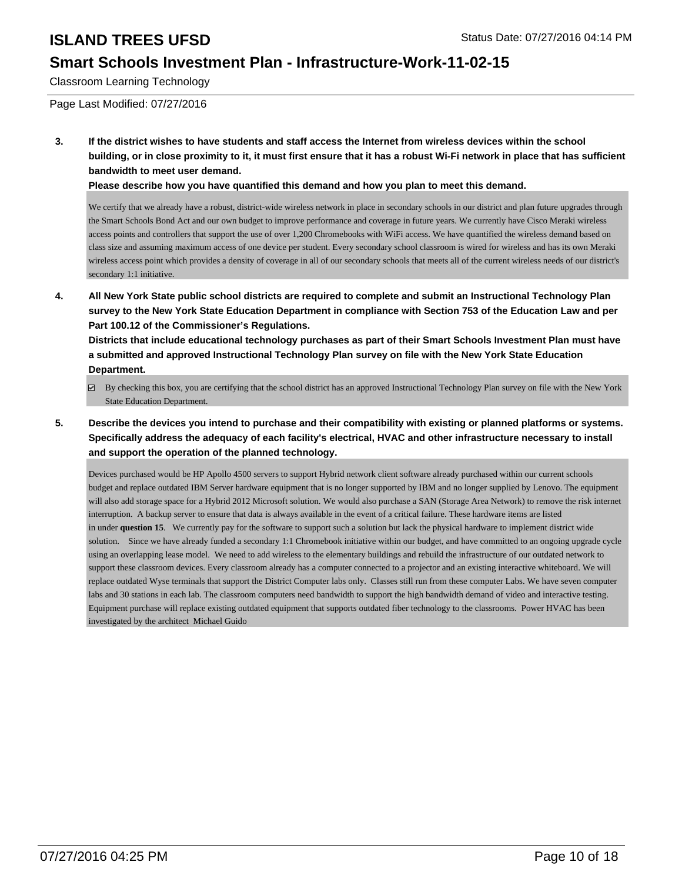# ISLAND TREES UFSD

Status Date: 07/27/2016 04:14 PM

## Smart Schools Investment Plan - Infrastructure-Work-11-02-15

Classroom Learning Technology

Page Last Modified: 07/27/2016

**3. If the district wishes to have students and staff access the Internet from wireless devices within the school building, or in close proximity to it, it must first ensure that it has a robust Wi-Fi network in place that has sufficient bandwidth to meet user demand.**

**Please describe how you have quantified this demand and how you plan to meet this demand.**

We certify that we already have a robust, district-wide wireless network in place in secondary schools in our district and plan future upgrades through the Smart Schools Bond Act and our own budget to improve performance and coverage in future years. We currently have Cisco Meraki wireless access points and controllers that support the use of over 1,200 Chromebooks with WiFi access. We have quantified the wireless demand based on class size and assuming maximum access of one device per student. Every secondary school classroom is wired for wireless and has its own Meraki wireless access point which provides a density of coverage in all of our secondary schools that meets all of the current wireless needs of our district's secondary 1:1 initiative.

**4. All New York State public school districts are required to complete and submit an Instructional Technology Plan survey to the New York State Education Department in compliance with Section 753 of the Education Law and per Part 100.12 of the Commissioner's Regulations.**

**Districts that include educational technology purchases as part of their Smart Schools Investment Plan must have a submitted and approved Instructional Technology Plan survey on file with the New York State Education Department.**

- [x] By checking this box, you are certifying that the school district has an approved Instructional Technology Plan survey on file with the New York State Education Department.

**5. Describe the devices you intend to purchase and their compatibility with existing or planned platforms or systems. Specifically address the adequacy of each facility's electrical, HVAC and other infrastructure necessary to install and support the operation of the planned technology.**

Devices purchased would be HP Apollo 4500 servers to support Hybrid network client software already purchased within our current schools budget and replace outdated IBM Server hardware equipment that is no longer supported by IBM and no longer supplied by Lenovo. The equipment will also add storage space for a Hybrid 2012 Microsoft solution. We would also purchase a SAN (Storage Area Network) to remove the risk internet interruption. A backup server to ensure that data is always available in the event of a critical failure. These hardware items are listed in under **question 15**. We currently pay for the software to support such a solution but lack the physical hardware to implement district wide solution. Since we have already funded a secondary 1:1 Chromebook initiative within our budget, and have committed to an ongoing upgrade cycle using an overlapping lease model. We need to add wireless to the elementary buildings and rebuild the infrastructure of our outdated network to support these classroom devices. Every classroom already has a computer connected to a projector and an existing interactive whiteboard. We will replace outdated Wyse terminals that support the District Computer labs only. Classes still run from these computer Labs. We have seven computer labs and 30 stations in each lab. The classroom computers need bandwidth to support the high bandwidth demand of video and interactive testing. Equipment purchase will replace existing outdated equipment that supports outdated fiber technology to the classrooms. Power HVAC has been investigated by the architect Michael Guido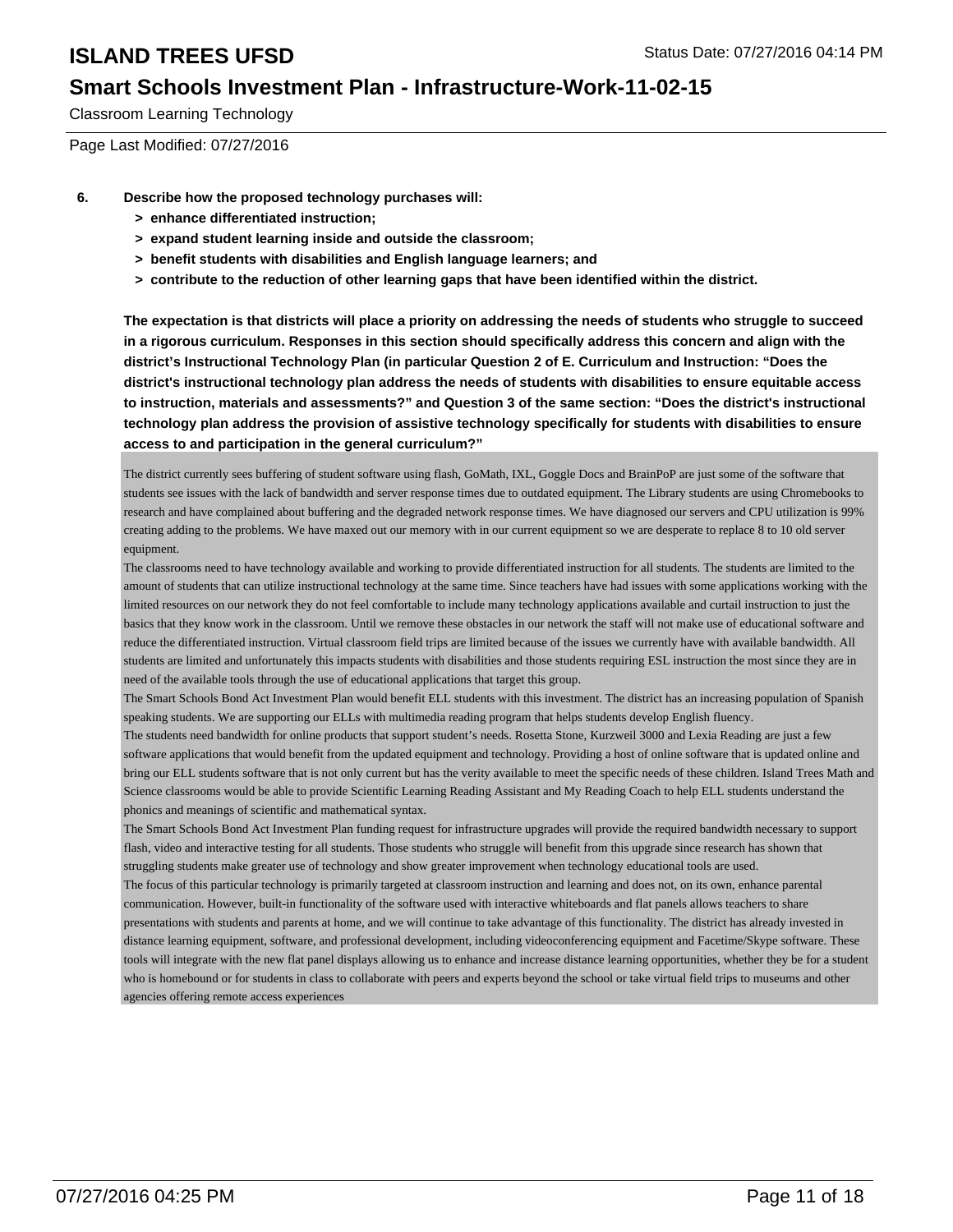Classroom Learning Technology

Page Last Modified: 07/27/2016

6. **Describe how the proposed technology purchases will:**
   - **> enhance differentiated instruction;**
   - **> expand student learning inside and outside the classroom;**
   - **> benefit students with disabilities and English language learners; and**
   - **> contribute to the reduction of other learning gaps that have been identified within the district.**

**The expectation is that districts will place a priority on addressing the needs of students who struggle to succeed in a rigorous curriculum. Responses in this section should specifically address this concern and align with the district's Instructional Technology Plan (in particular Question 2 of E. Curriculum and Instruction: "Does the district's instructional technology plan address the needs of students with disabilities to ensure equitable access to instruction, materials and assessments?" and Question 3 of the same section: "Does the district's instructional technology plan address the provision of assistive technology specifically for students with disabilities to ensure access to and participation in the general curriculum?"**

The district currently sees buffering of student software using flash, GoMath, IXL, Goggle Docs and BrainPoP are just some of the software that students see issues with the lack of bandwidth and server response times due to outdated equipment. The Library students are using Chromebooks to research and have complained about buffering and the degraded network response times. We have diagnosed our servers and CPU utilization is 99% creating adding to the problems. We have maxed out our memory with in our current equipment so we are desperate to replace 8 to 10 old server equipment.

The classrooms need to have technology available and working to provide differentiated instruction for all students. The students are limited to the amount of students that can utilize instructional technology at the same time. Since teachers have had issues with some applications working with the limited resources on our network they do not feel comfortable to include many technology applications available and curtail instruction to just the basics that they know work in the classroom. Until we remove these obstacles in our network the staff will not make use of educational software and reduce the differentiated instruction. Virtual classroom field trips are limited because of the issues we currently have with available bandwidth. All students are limited and unfortunately this impacts students with disabilities and those students requiring ESL instruction the most since they are in need of the available tools through the use of educational applications that target this group.

The Smart Schools Bond Act Investment Plan would benefit ELL students with this investment. The district has an increasing population of Spanish speaking students. We are supporting our ELLs with multimedia reading program that helps students develop English fluency.

The students need bandwidth for online products that support student's needs. Rosetta Stone, Kurzweil 3000 and Lexia Reading are just a few software applications that would benefit from the updated equipment and technology. Providing a host of online software that is updated online and bring our ELL students software that is not only current but has the verity available to meet the specific needs of these children. Island Trees Math and Science classrooms would be able to provide Scientific Learning Reading Assistant and My Reading Coach to help ELL students understand the phonics and meanings of scientific and mathematical syntax.

The Smart Schools Bond Act Investment Plan funding request for infrastructure upgrades will provide the required bandwidth necessary to support flash, video and interactive testing for all students. Those students who struggle will benefit from this upgrade since research has shown that struggling students make greater use of technology and show greater improvement when technology educational tools are used.

The focus of this particular technology is primarily targeted at classroom instruction and learning and does not, on its own, enhance parental communication. However, built-in functionality of the software used with interactive whiteboards and flat panels allows teachers to share presentations with students and parents at home, and we will continue to take advantage of this functionality. The district has already invested in distance learning equipment, software, and professional development, including videoconferencing equipment and Facetime/Skype software. These tools will integrate with the new flat panel displays allowing us to enhance and increase distance learning opportunities, whether they be for a student who is homebound or for students in class to collaborate with peers and experts beyond the school or take virtual field trips to museums and other agencies offering remote access experiences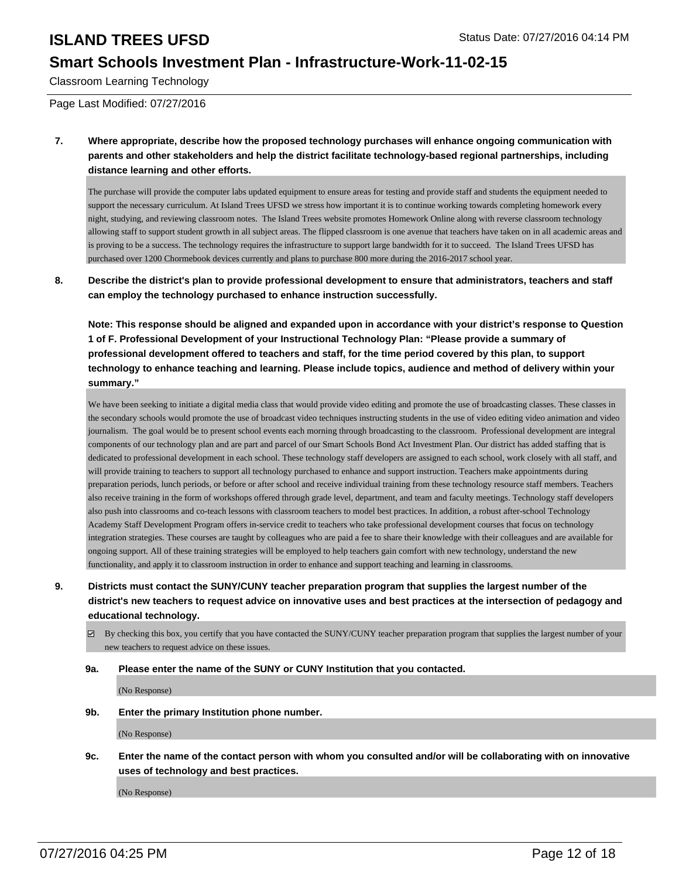# ISLAND TREES UFSD

Status Date: 07/27/2016 04:14 PM

## Smart Schools Investment Plan - Infrastructure-Work-11-02-15

Classroom Learning Technology

Page Last Modified: 07/27/2016

**7. Where appropriate, describe how the proposed technology purchases will enhance ongoing communication with parents and other stakeholders and help the district facilitate technology-based regional partnerships, including distance learning and other efforts.**

The purchase will provide the computer labs updated equipment to ensure areas for testing and provide staff and students the equipment needed to support the necessary curriculum. At Island Trees UFSD we stress how important it is to continue working towards completing homework every night, studying, and reviewing classroom notes. The Island Trees website promotes Homework Online along with reverse classroom technology allowing staff to support student growth in all subject areas. The flipped classroom is one avenue that teachers have taken on in all academic areas and is proving to be a success. The technology requires the infrastructure to support large bandwidth for it to succeed. The Island Trees UFSD has purchased over 1200 Chormebook devices currently and plans to purchase 800 more during the 2016-2017 school year.

**8. Describe the district's plan to provide professional development to ensure that administrators, teachers and staff can employ the technology purchased to enhance instruction successfully.**

**Note: This response should be aligned and expanded upon in accordance with your district's response to Question 1 of F. Professional Development of your Instructional Technology Plan: "Please provide a summary of professional development offered to teachers and staff, for the time period covered by this plan, to support technology to enhance teaching and learning. Please include topics, audience and method of delivery within your summary."**

We have been seeking to initiate a digital media class that would provide video editing and promote the use of broadcasting classes. These classes in the secondary schools would promote the use of broadcast video techniques instructing students in the use of video editing video animation and video journalism. The goal would be to present school events each morning through broadcasting to the classroom. Professional development are integral components of our technology plan and are part and parcel of our Smart Schools Bond Act Investment Plan. Our district has added staffing that is dedicated to professional development in each school. These technology staff developers are assigned to each school, work closely with all staff, and will provide training to teachers to support all technology purchased to enhance and support instruction. Teachers make appointments during preparation periods, lunch periods, or before or after school and receive individual training from these technology resource staff members. Teachers also receive training in the form of workshops offered through grade level, department, and team and faculty meetings. Technology staff developers also push into classrooms and co-teach lessons with classroom teachers to model best practices. In addition, a robust after-school Technology Academy Staff Development Program offers in-service credit to teachers who take professional development courses that focus on technology integration strategies. These courses are taught by colleagues who are paid a fee to share their knowledge with their colleagues and are available for ongoing support. All of these training strategies will be employed to help teachers gain comfort with new technology, understand the new functionality, and apply it to classroom instruction in order to enhance and support teaching and learning in classrooms.

**9. Districts must contact the SUNY/CUNY teacher preparation program that supplies the largest number of the district's new teachers to request advice on innovative uses and best practices at the intersection of pedagogy and educational technology.**

☑ By checking this box, you certify that you have contacted the SUNY/CUNY teacher preparation program that supplies the largest number of your new teachers to request advice on these issues.

**9a. Please enter the name of the SUNY or CUNY Institution that you contacted.**

(No Response)

**9b. Enter the primary Institution phone number.**

(No Response)

**9c. Enter the name of the contact person with whom you consulted and/or will be collaborating with on innovative uses of technology and best practices.**

(No Response)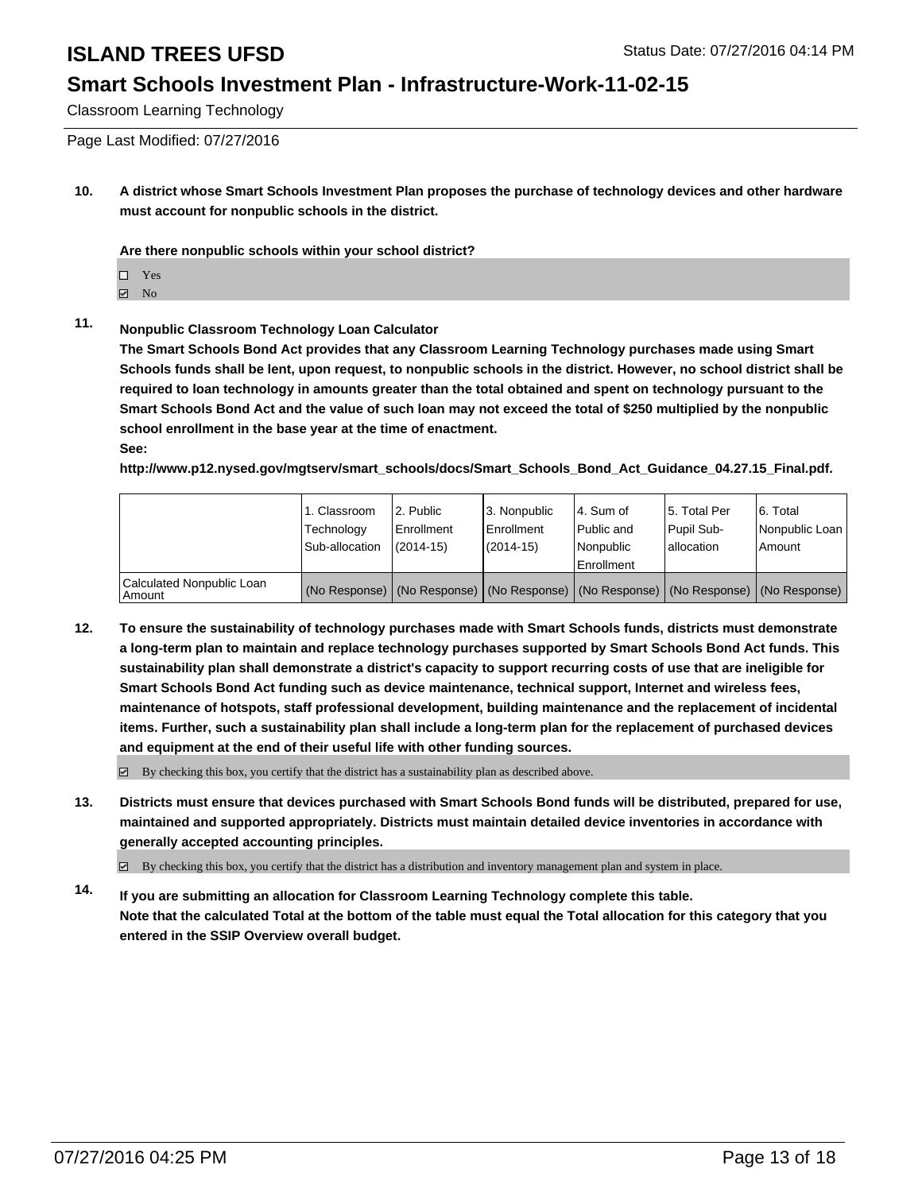Classroom Learning Technology

Page Last Modified: 07/27/2016

**10. A district whose Smart Schools Investment Plan proposes the purchase of technology devices and other hardware must account for nonpublic schools in the district.**

**Are there nonpublic schools within your school district?**

- ☐ Yes
- ☑ No

**11. Nonpublic Classroom Technology Loan Calculator**

**The Smart Schools Bond Act provides that any Classroom Learning Technology purchases made using Smart Schools funds shall be lent, upon request, to nonpublic schools in the district. However, no school district shall be required to loan technology in amounts greater than the total obtained and spent on technology pursuant to the Smart Schools Bond Act and the value of such loan may not exceed the total of $250 multiplied by the nonpublic school enrollment in the base year at the time of enactment.**

**See:**

**http://www.p12.nysed.gov/mgtserv/smart_schools/docs/Smart_Schools_Bond_Act_Guidance_04.27.15_Final.pdf.**

| | 1. Classroom Technology Sub-allocation | 2. Public Enrollment (2014-15) | 3. Nonpublic Enrollment (2014-15) | 4. Sum of Public and Nonpublic Enrollment | 5. Total Per Pupil Sub-allocation | 6. Total Nonpublic Loan Amount |
|---|---|---|---|---|---|---|
| Calculated Nonpublic Loan Amount | (No Response) | (No Response) | (No Response) | (No Response) | (No Response) | (No Response) |

**12. To ensure the sustainability of technology purchases made with Smart Schools funds, districts must demonstrate a long-term plan to maintain and replace technology purchases supported by Smart Schools Bond Act funds. This sustainability plan shall demonstrate a district's capacity to support recurring costs of use that are ineligible for Smart Schools Bond Act funding such as device maintenance, technical support, Internet and wireless fees, maintenance of hotspots, staff professional development, building maintenance and the replacement of incidental items. Further, such a sustainability plan shall include a long-term plan for the replacement of purchased devices and equipment at the end of their useful life with other funding sources.**

☑ By checking this box, you certify that the district has a sustainability plan as described above.

**13. Districts must ensure that devices purchased with Smart Schools Bond funds will be distributed, prepared for use, maintained and supported appropriately. Districts must maintain detailed device inventories in accordance with generally accepted accounting principles.**

☑ By checking this box, you certify that the district has a distribution and inventory management plan and system in place.

**14. If you are submitting an allocation for Classroom Learning Technology complete this table. Note that the calculated Total at the bottom of the table must equal the Total allocation for this category that you entered in the SSIP Overview overall budget.**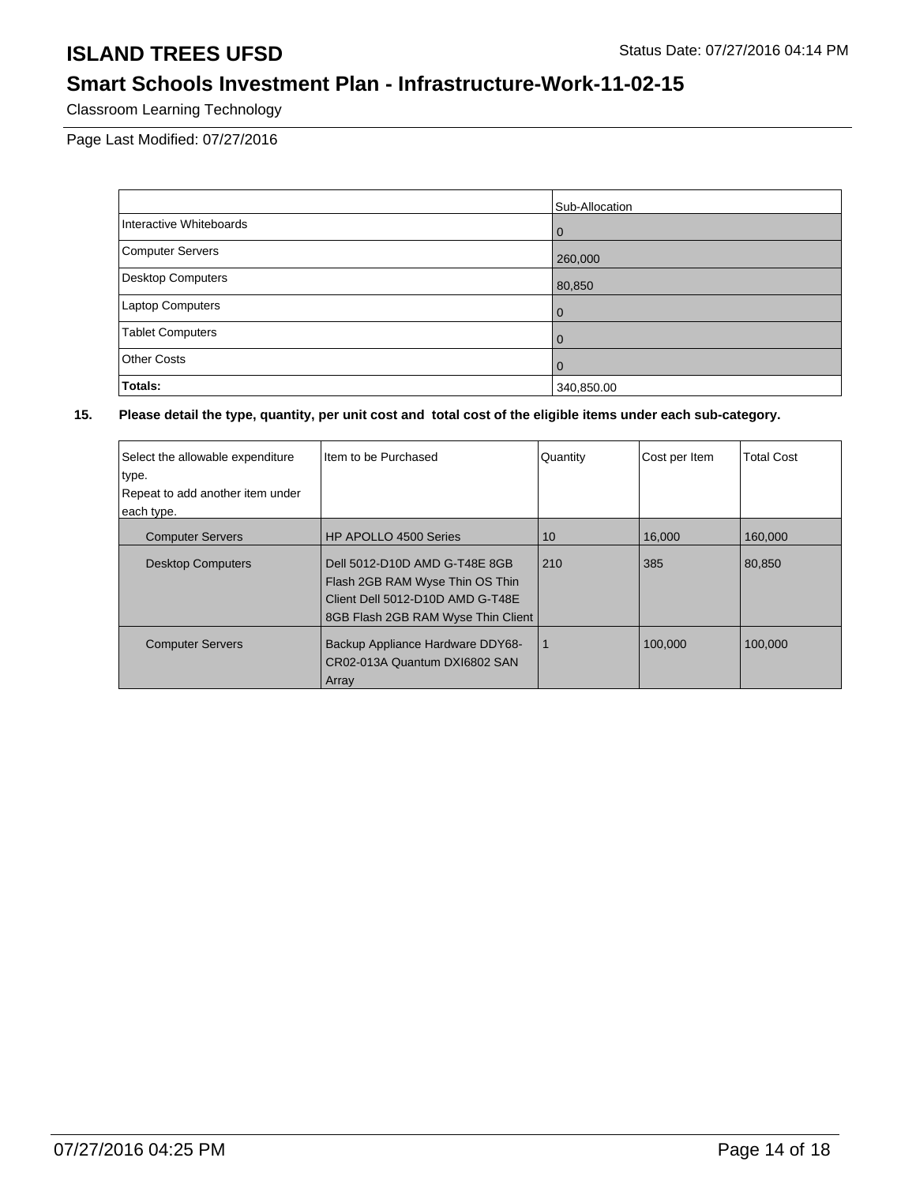# ISLAND TREES UFSD

Status Date: 07/27/2016 04:14 PM

## Smart Schools Investment Plan - Infrastructure-Work-11-02-15

Classroom Learning Technology

Page Last Modified: 07/27/2016

| | Sub-Allocation |
|---|---|
| Interactive Whiteboards | 0 |
| Computer Servers | 260,000 |
| Desktop Computers | 80,850 |
| Laptop Computers | 0 |
| Tablet Computers | 0 |
| Other Costs | 0 |
| **Totals:** | 340,850.00 |

**15. Please detail the type, quantity, per unit cost and total cost of the eligible items under each sub-category.**

| Select the allowable expenditure type. Repeat to add another item under each type. | Item to be Purchased | Quantity | Cost per Item | Total Cost |
|---|---|---|---|---|
| Computer Servers | HP APOLLO 4500 Series | 10 | 16,000 | 160,000 |
| Desktop Computers | Dell 5012-D10D AMD G-T48E 8GB Flash 2GB RAM Wyse Thin OS Thin Client Dell 5012-D10D AMD G-T48E 8GB Flash 2GB RAM Wyse Thin Client | 210 | 385 | 80,850 |
| Computer Servers | Backup Appliance Hardware DDY68-CR02-013A Quantum DXI6802 SAN Array | 1 | 100,000 | 100,000 |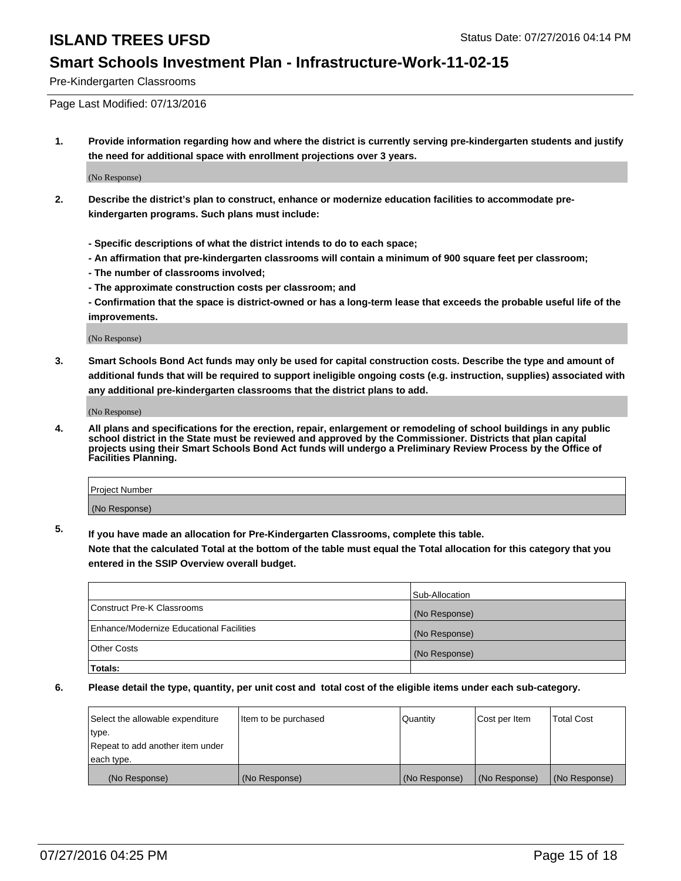Status Date: 07/27/2016 04:14 PM

# ISLAND TREES UFSD

## Smart Schools Investment Plan - Infrastructure-Work-11-02-15

Pre-Kindergarten Classrooms

Page Last Modified: 07/13/2016

1. **Provide information regarding how and where the district is currently serving pre-kindergarten students and justify the need for additional space with enrollment projections over 3 years.**

   (No Response)

2. **Describe the district's plan to construct, enhance or modernize education facilities to accommodate pre-kindergarten programs. Such plans must include:**

   **- Specific descriptions of what the district intends to do to each space;**
   **- An affirmation that pre-kindergarten classrooms will contain a minimum of 900 square feet per classroom;**
   **- The number of classrooms involved;**
   **- The approximate construction costs per classroom; and**
   **- Confirmation that the space is district-owned or has a long-term lease that exceeds the probable useful life of the improvements.**

   (No Response)

3. **Smart Schools Bond Act funds may only be used for capital construction costs. Describe the type and amount of additional funds that will be required to support ineligible ongoing costs (e.g. instruction, supplies) associated with any additional pre-kindergarten classrooms that the district plans to add.**

   (No Response)

4. **All plans and specifications for the erection, repair, enlargement or remodeling of school buildings in any public school district in the State must be reviewed and approved by the Commissioner. Districts that plan capital projects using their Smart Schools Bond Act funds will undergo a Preliminary Review Process by the Office of Facilities Planning.**

| Project Number |
|---|
| (No Response) |

5. **If you have made an allocation for Pre-Kindergarten Classrooms, complete this table.**
   **Note that the calculated Total at the bottom of the table must equal the Total allocation for this category that you entered in the SSIP Overview overall budget.**

| | Sub-Allocation |
|---|---|
| Construct Pre-K Classrooms | (No Response) |
| Enhance/Modernize Educational Facilities | (No Response) |
| Other Costs | (No Response) |
| **Totals:** | |

6. **Please detail the type, quantity, per unit cost and total cost of the eligible items under each sub-category.**

| Select the allowable expenditure type. Repeat to add another item under each type. | Item to be purchased | Quantity | Cost per Item | Total Cost |
|---|---|---|---|---|
| (No Response) | (No Response) | (No Response) | (No Response) | (No Response) |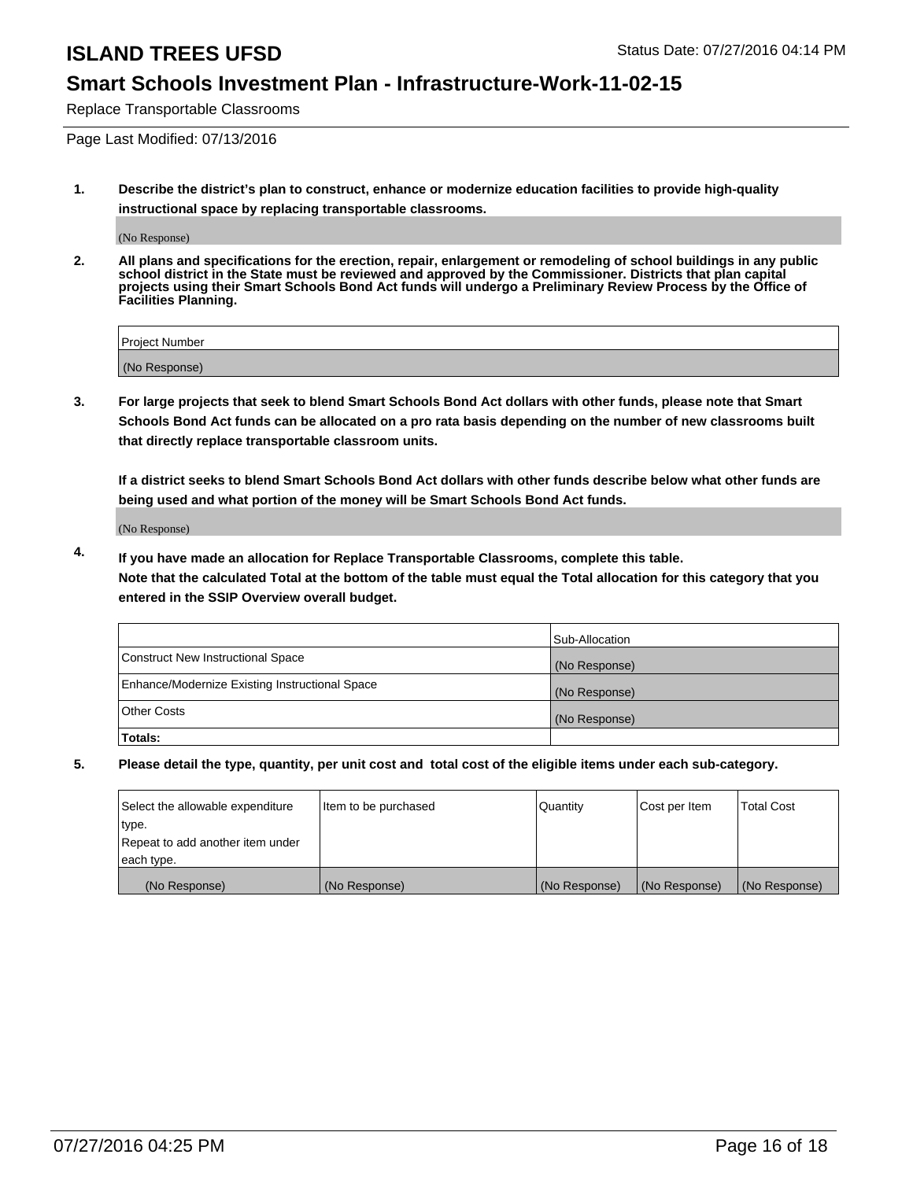# ISLAND TREES UFSD

Status Date: 07/27/2016 04:14 PM

## Smart Schools Investment Plan - Infrastructure-Work-11-02-15

Replace Transportable Classrooms

Page Last Modified: 07/13/2016

**1. Describe the district's plan to construct, enhance or modernize education facilities to provide high-quality instructional space by replacing transportable classrooms.**

(No Response)

**2. All plans and specifications for the erection, repair, enlargement or remodeling of school buildings in any public school district in the State must be reviewed and approved by the Commissioner. Districts that plan capital projects using their Smart Schools Bond Act funds will undergo a Preliminary Review Process by the Office of Facilities Planning.**

| Project Number |
|---|
| (No Response) |

**3. For large projects that seek to blend Smart Schools Bond Act dollars with other funds, please note that Smart Schools Bond Act funds can be allocated on a pro rata basis depending on the number of new classrooms built that directly replace transportable classroom units.**

**If a district seeks to blend Smart Schools Bond Act dollars with other funds describe below what other funds are being used and what portion of the money will be Smart Schools Bond Act funds.**

(No Response)

**4. If you have made an allocation for Replace Transportable Classrooms, complete this table. Note that the calculated Total at the bottom of the table must equal the Total allocation for this category that you entered in the SSIP Overview overall budget.**

| | Sub-Allocation |
|---|---|
| Construct New Instructional Space | (No Response) |
| Enhance/Modernize Existing Instructional Space | (No Response) |
| Other Costs | (No Response) |
| **Totals:** | |

**5. Please detail the type, quantity, per unit cost and total cost of the eligible items under each sub-category.**

| Select the allowable expenditure type. Repeat to add another item under each type. | Item to be purchased | Quantity | Cost per Item | Total Cost |
|---|---|---|---|---|
| (No Response) | (No Response) | (No Response) | (No Response) | (No Response) |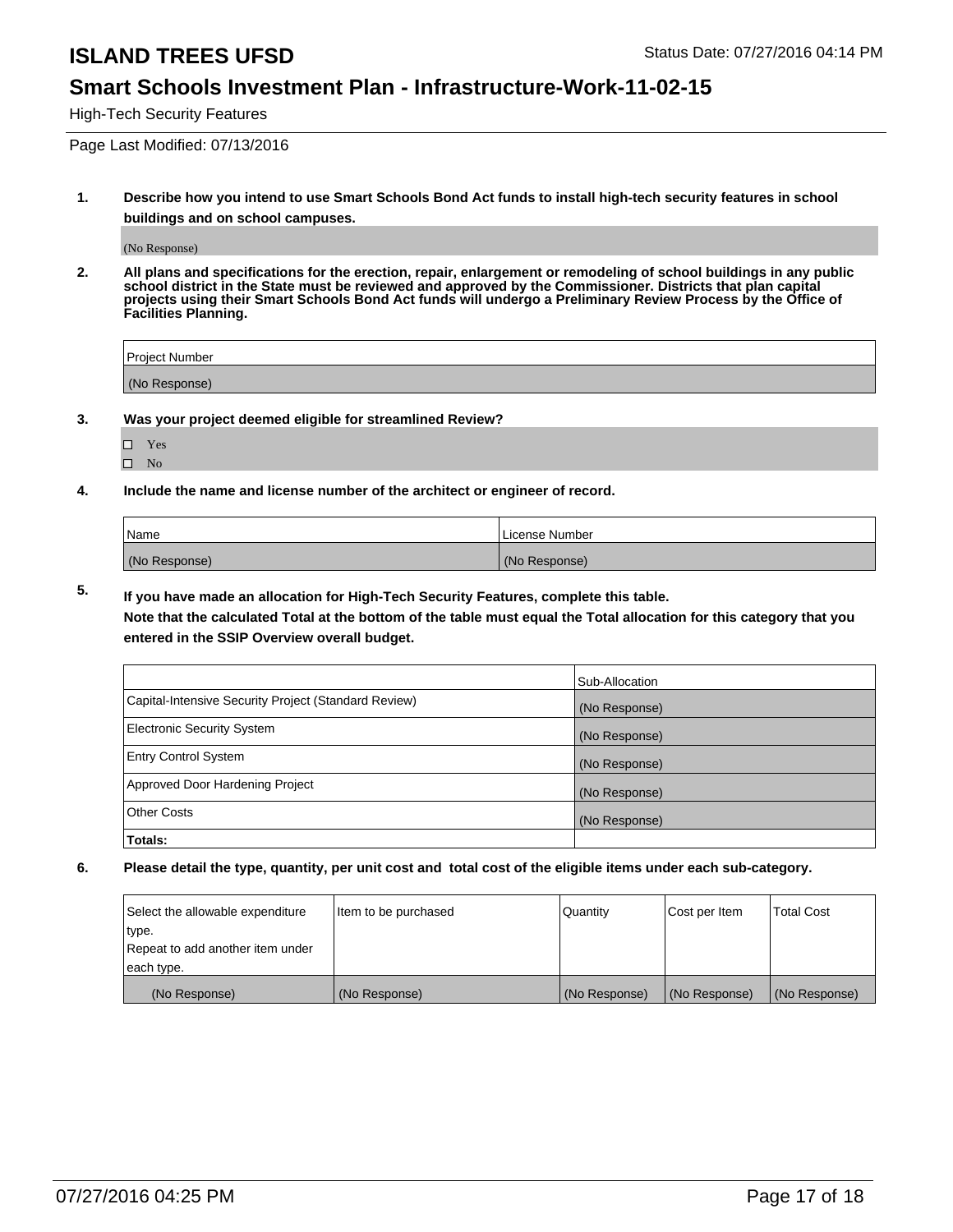# ISLAND TREES UFSD

Status Date: 07/27/2016 04:14 PM

## Smart Schools Investment Plan - Infrastructure-Work-11-02-15

High-Tech Security Features

Page Last Modified: 07/13/2016

**1. Describe how you intend to use Smart Schools Bond Act funds to install high-tech security features in school buildings and on school campuses.**

(No Response)

**2. All plans and specifications for the erection, repair, enlargement or remodeling of school buildings in any public school district in the State must be reviewed and approved by the Commissioner. Districts that plan capital projects using their Smart Schools Bond Act funds will undergo a Preliminary Review Process by the Office of Facilities Planning.**

| Project Number |
|---|
| (No Response) |

**3. Was your project deemed eligible for streamlined Review?**

- ☐ Yes
- ☐ No

**4. Include the name and license number of the architect or engineer of record.**

| Name | License Number |
|---|---|
| (No Response) | (No Response) |

**5. If you have made an allocation for High-Tech Security Features, complete this table.**
**Note that the calculated Total at the bottom of the table must equal the Total allocation for this category that you entered in the SSIP Overview overall budget.**

| | Sub-Allocation |
|---|---|
| Capital-Intensive Security Project (Standard Review) | (No Response) |
| Electronic Security System | (No Response) |
| Entry Control System | (No Response) |
| Approved Door Hardening Project | (No Response) |
| Other Costs | (No Response) |
| **Totals:** | |

**6. Please detail the type, quantity, per unit cost and total cost of the eligible items under each sub-category.**

| Select the allowable expenditure type. Repeat to add another item under each type. | Item to be purchased | Quantity | Cost per Item | Total Cost |
|---|---|---|---|---|
| (No Response) | (No Response) | (No Response) | (No Response) | (No Response) |